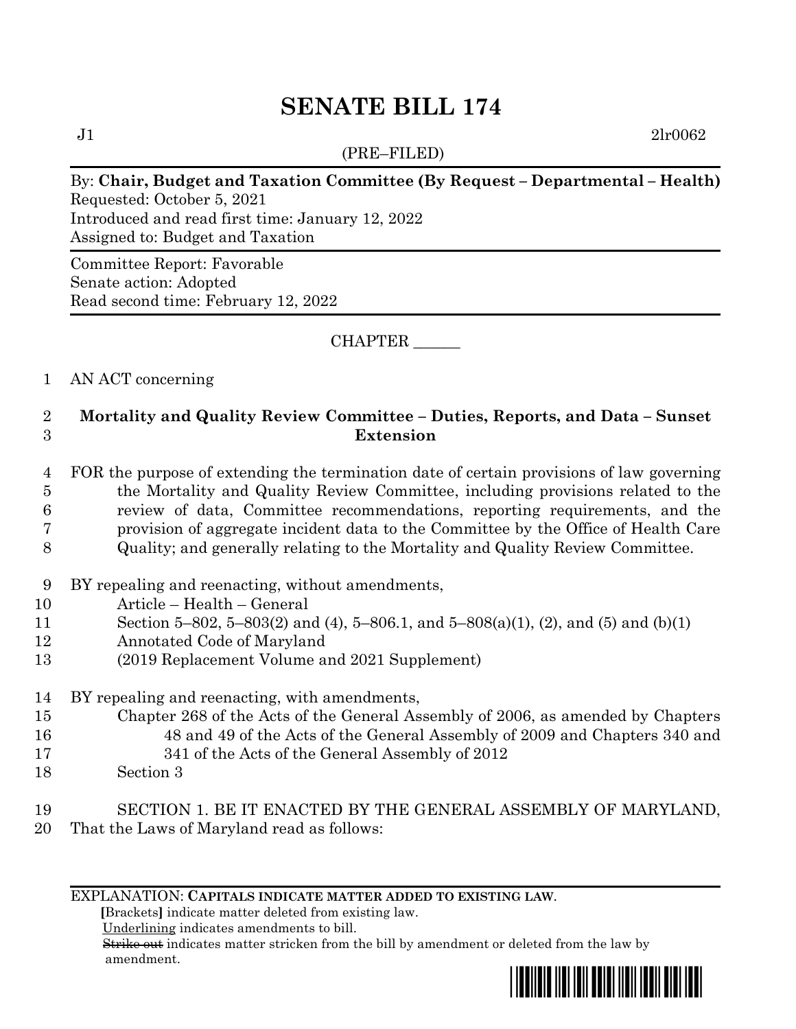# SENATE BILL 174

J1 2lr0062

(PRE–FILED)

By: **Chair, Budget and Taxation Committee (By Request – Departmental – Health)**
Requested: October 5, 2021
Introduced and read first time: January 12, 2022
Assigned to: Budget and Taxation

Committee Report: Favorable
Senate action: Adopted
Read second time: February 12, 2022

CHAPTER ______

1 AN ACT concerning

2 **Mortality and Quality Review Committee – Duties, Reports, and Data – Sunset**
3 **Extension**

4 FOR the purpose of extending the termination date of certain provisions of law governing
5 the Mortality and Quality Review Committee, including provisions related to the
6 review of data, Committee recommendations, reporting requirements, and the
7 provision of aggregate incident data to the Committee by the Office of Health Care
8 Quality; and generally relating to the Mortality and Quality Review Committee.

9 BY repealing and reenacting, without amendments,
10 Article – Health – General
11 Section 5–802, 5–803(2) and (4), 5–806.1, and 5–808(a)(1), (2), and (5) and (b)(1)
12 Annotated Code of Maryland
13 (2019 Replacement Volume and 2021 Supplement)

14 BY repealing and reenacting, with amendments,
15 Chapter 268 of the Acts of the General Assembly of 2006, as amended by Chapters
16 48 and 49 of the Acts of the General Assembly of 2009 and Chapters 340 and
17 341 of the Acts of the General Assembly of 2012
18 Section 3

19 SECTION 1. BE IT ENACTED BY THE GENERAL ASSEMBLY OF MARYLAND,
20 That the Laws of Maryland read as follows:

EXPLANATION: **CAPITALS INDICATE MATTER ADDED TO EXISTING LAW.**
**[**Brackets**]** indicate matter deleted from existing law.
Underlining indicates amendments to bill.
~~Strike out~~ indicates matter stricken from the bill by amendment or deleted from the law by amendment.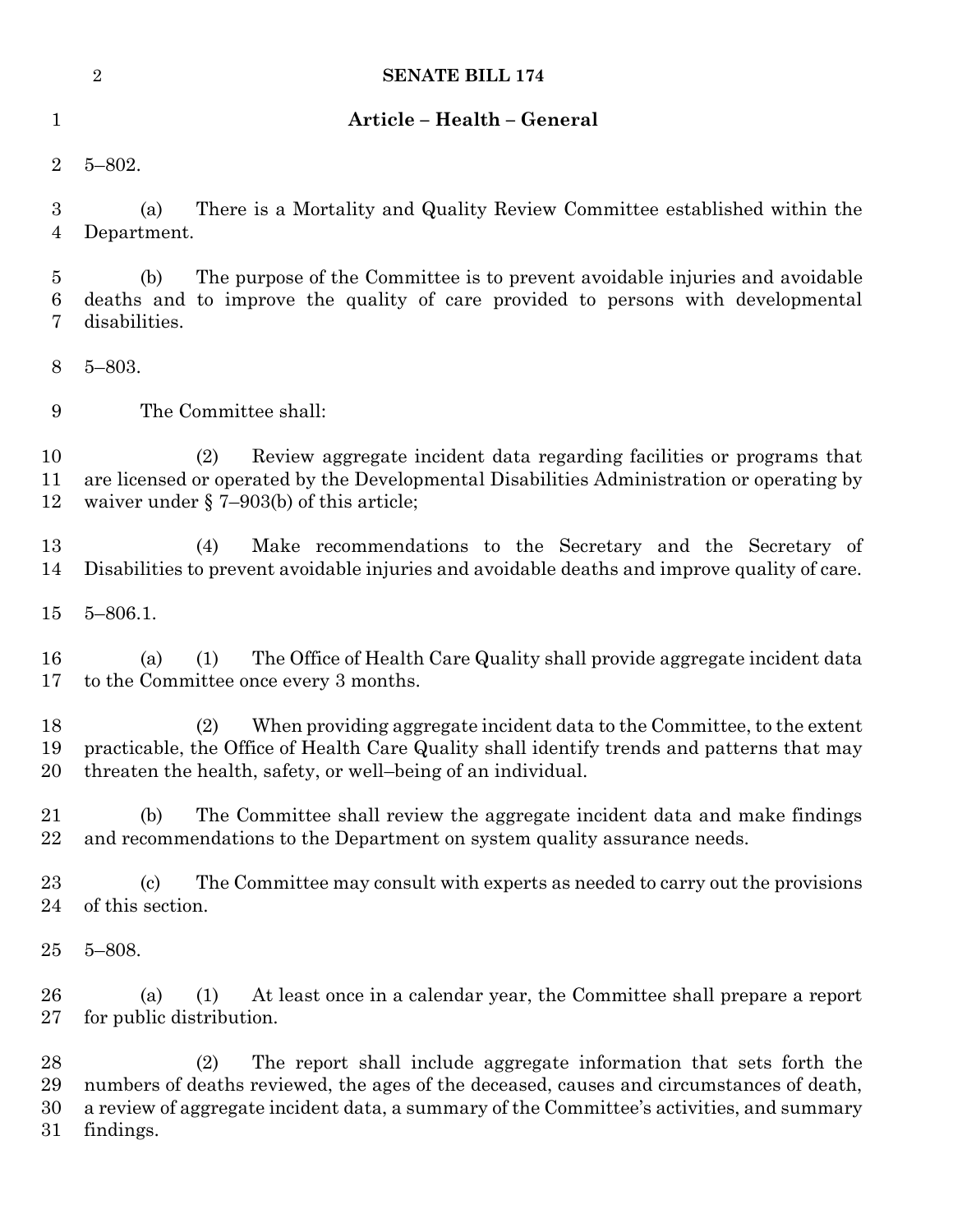## Article – Health – General

5–802.

(a) There is a Mortality and Quality Review Committee established within the Department.

(b) The purpose of the Committee is to prevent avoidable injuries and avoidable deaths and to improve the quality of care provided to persons with developmental disabilities.

5–803.

The Committee shall:

(2) Review aggregate incident data regarding facilities or programs that are licensed or operated by the Developmental Disabilities Administration or operating by waiver under § 7–903(b) of this article;

(4) Make recommendations to the Secretary and the Secretary of Disabilities to prevent avoidable injuries and avoidable deaths and improve quality of care.

5–806.1.

(a) (1) The Office of Health Care Quality shall provide aggregate incident data to the Committee once every 3 months.

(2) When providing aggregate incident data to the Committee, to the extent practicable, the Office of Health Care Quality shall identify trends and patterns that may threaten the health, safety, or well–being of an individual.

(b) The Committee shall review the aggregate incident data and make findings and recommendations to the Department on system quality assurance needs.

(c) The Committee may consult with experts as needed to carry out the provisions of this section.

5–808.

(a) (1) At least once in a calendar year, the Committee shall prepare a report for public distribution.

(2) The report shall include aggregate information that sets forth the numbers of deaths reviewed, the ages of the deceased, causes and circumstances of death, a review of aggregate incident data, a summary of the Committee's activities, and summary findings.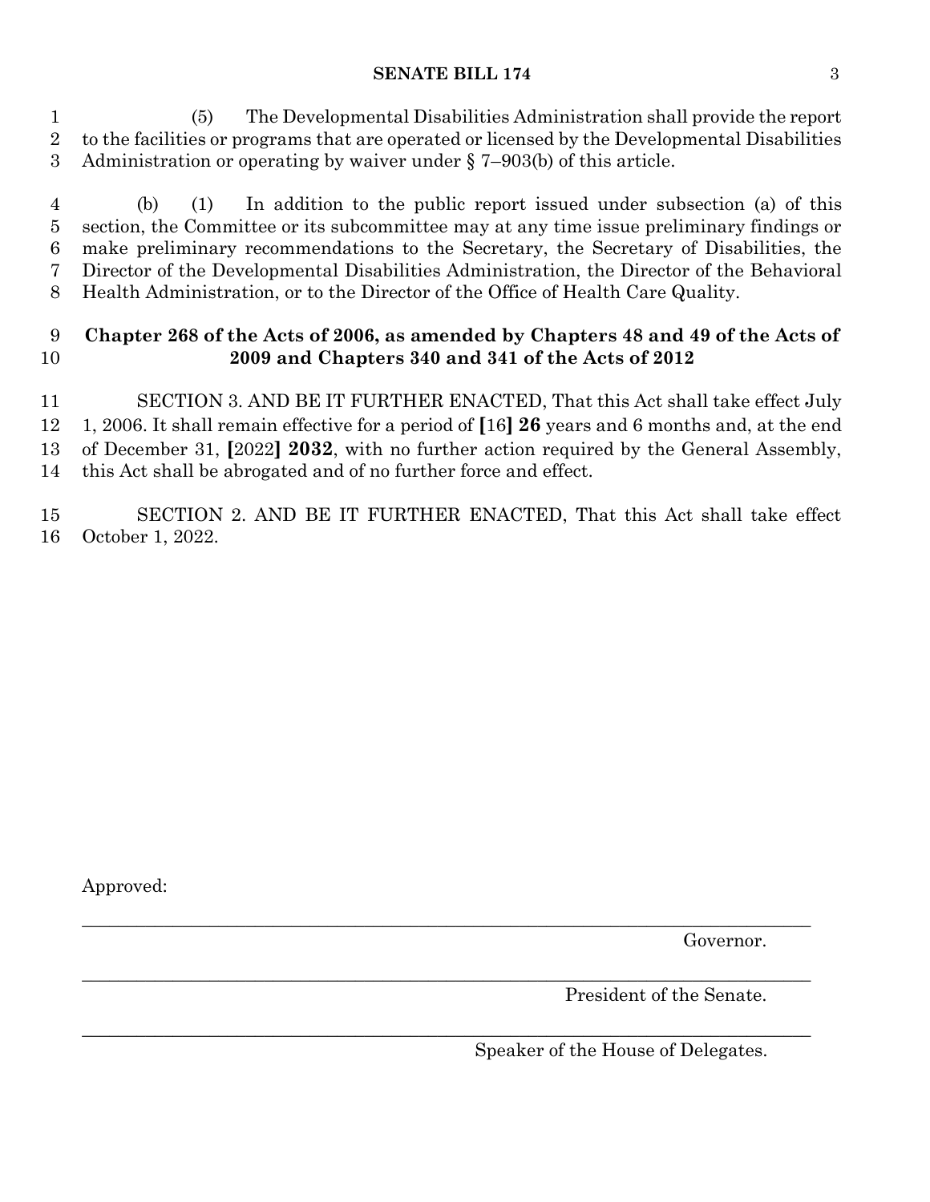(5) The Developmental Disabilities Administration shall provide the report to the facilities or programs that are operated or licensed by the Developmental Disabilities Administration or operating by waiver under § 7–903(b) of this article.

(b) (1) In addition to the public report issued under subsection (a) of this section, the Committee or its subcommittee may at any time issue preliminary findings or make preliminary recommendations to the Secretary, the Secretary of Disabilities, the Director of the Developmental Disabilities Administration, the Director of the Behavioral Health Administration, or to the Director of the Office of Health Care Quality.

**Chapter 268 of the Acts of 2006, as amended by Chapters 48 and 49 of the Acts of 2009 and Chapters 340 and 341 of the Acts of 2012**

SECTION 3. AND BE IT FURTHER ENACTED, That this Act shall take effect July 1, 2006. It shall remain effective for a period of **[**16**] 26** years and 6 months and, at the end of December 31, **[**2022**] 2032**, with no further action required by the General Assembly, this Act shall be abrogated and of no further force and effect.

SECTION 2. AND BE IT FURTHER ENACTED, That this Act shall take effect October 1, 2022.

Approved:

________________________________________
Governor.

________________________________________
President of the Senate.

________________________________________
Speaker of the House of Delegates.